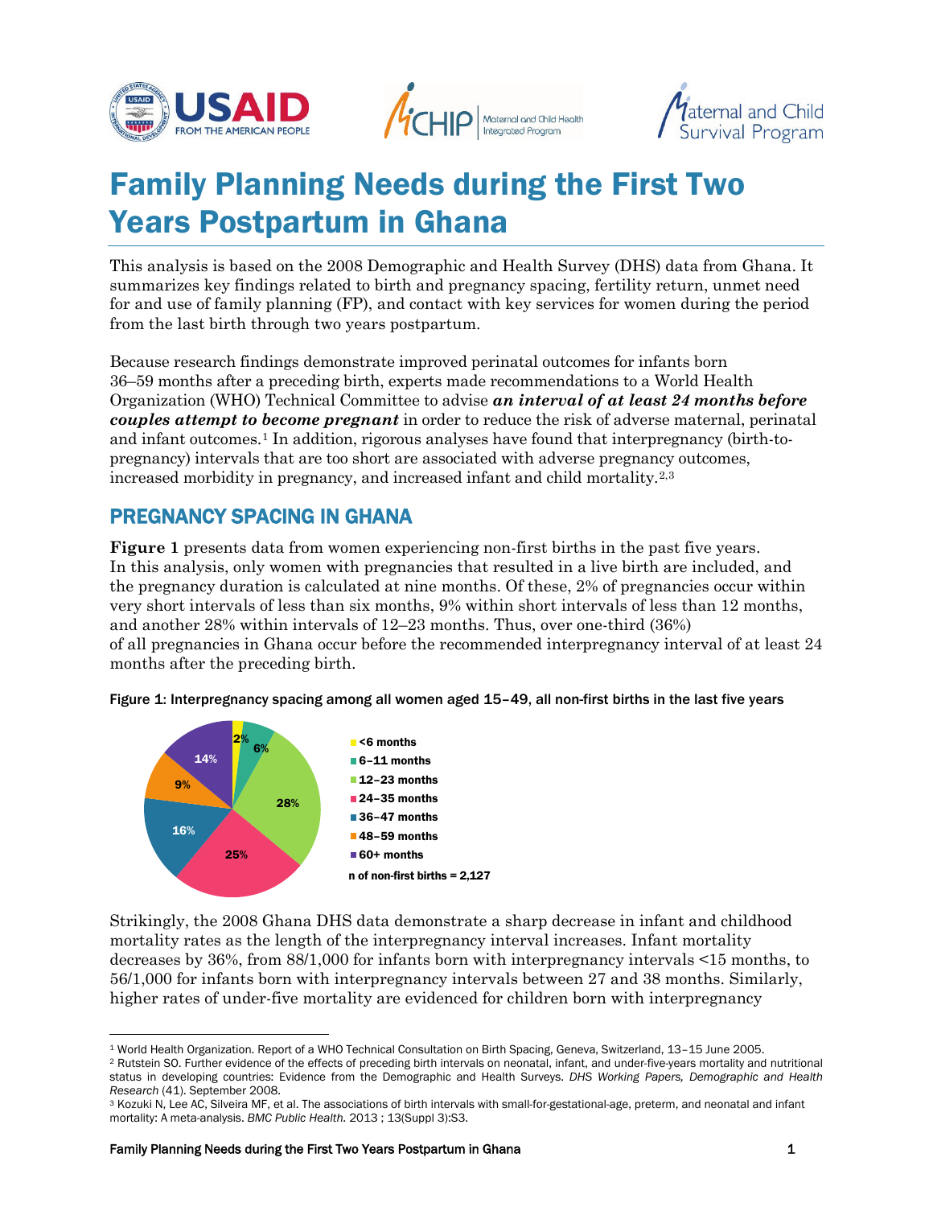# Family Planning Needs during the First Two Years Postpartum in Ghana

This analysis is based on the 2008 Demographic and Health Survey (DHS) data from Ghana. It summarizes key findings related to birth and pregnancy spacing, fertility return, unmet need for and use of family planning (FP), and contact with key services for women during the period from the last birth through two years postpartum.

Because research findings demonstrate improved perinatal outcomes for infants born 36–59 months after a preceding birth, experts made recommendations to a World Health Organization (WHO) Technical Committee to advise ***an interval of at least 24 months before couples attempt to become pregnant*** in order to reduce the risk of adverse maternal, perinatal and infant outcomes.[1] In addition, rigorous analyses have found that interpregnancy (birth-to-pregnancy) intervals that are too short are associated with adverse pregnancy outcomes, increased morbidity in pregnancy, and increased infant and child mortality.[2,3]

## PREGNANCY SPACING IN GHANA

**Figure 1** presents data from women experiencing non-first births in the past five years. In this analysis, only women with pregnancies that resulted in a live birth are included, and the pregnancy duration is calculated at nine months. Of these, 2% of pregnancies occur within very short intervals of less than six months, 9% within short intervals of less than 12 months, and another 28% within intervals of 12–23 months. Thus, over one-third (36%) of all pregnancies in Ghana occur before the recommended interpregnancy interval of at least 24 months after the preceding birth.

Figure 1: Interpregnancy spacing among all women aged 15–49, all non-first births in the last five years

| Interval | Percent |
|---|---|
| <6 months | 2% |
| 6–11 months | 6% |
| 12–23 months | 28% |
| 24–35 months | 25% |
| 36–47 months | 16% |
| 48–59 months | 9% |
| 60+ months | 14% |

n of non-first births = 2,127

Strikingly, the 2008 Ghana DHS data demonstrate a sharp decrease in infant and childhood mortality rates as the length of the interpregnancy interval increases. Infant mortality decreases by 36%, from 88/1,000 for infants born with interpregnancy intervals <15 months, to 56/1,000 for infants born with interpregnancy intervals between 27 and 38 months. Similarly, higher rates of under-five mortality are evidenced for children born with interpregnancy

---

[1] World Health Organization. Report of a WHO Technical Consultation on Birth Spacing, Geneva, Switzerland, 13–15 June 2005.

[2] Rutstein SO. Further evidence of the effects of preceding birth intervals on neonatal, infant, and under-five-years mortality and nutritional status in developing countries: Evidence from the Demographic and Health Surveys. *DHS Working Papers, Demographic and Health Research* (41). September 2008.

[3] Kozuki N, Lee AC, Silveira MF, et al. The associations of birth intervals with small-for-gestational-age, preterm, and neonatal and infant mortality: A meta-analysis. *BMC Public Health.* 2013 ; 13(Suppl 3):S3.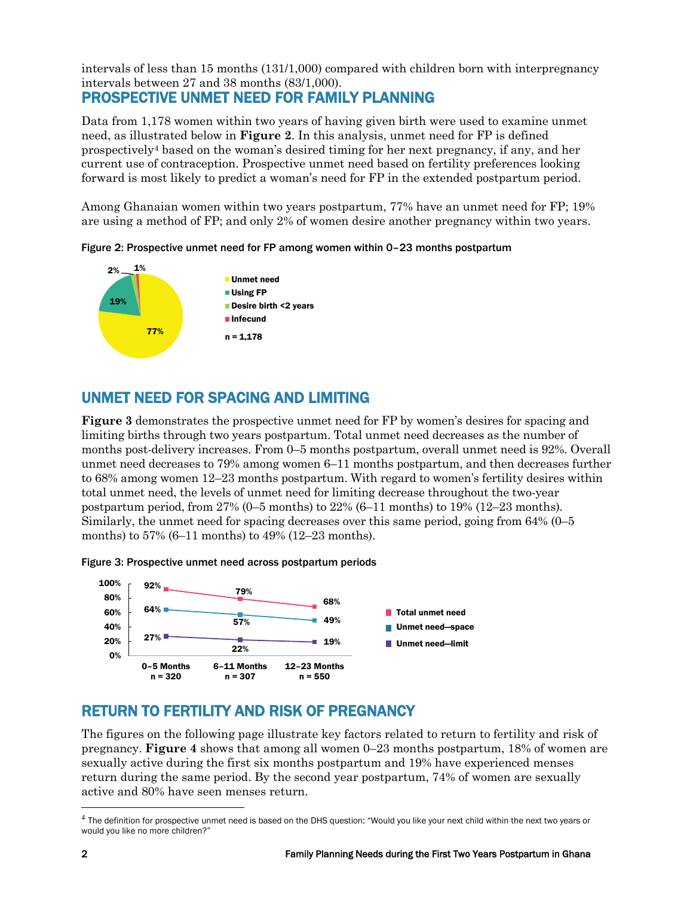intervals of less than 15 months (131/1,000) compared with children born with interpregnancy intervals between 27 and 38 months (83/1,000).

## PROSPECTIVE UNMET NEED FOR FAMILY PLANNING

Data from 1,178 women within two years of having given birth were used to examine unmet need, as illustrated below in **Figure 2**. In this analysis, unmet need for FP is defined prospectively[4] based on the woman's desired timing for her next pregnancy, if any, and her current use of contraception. Prospective unmet need based on fertility preferences looking forward is most likely to predict a woman's need for FP in the extended postpartum period.

Among Ghanaian women within two years postpartum, 77% have an unmet need for FP; 19% are using a method of FP; and only 2% of women desire another pregnancy within two years.

Figure 2: Prospective unmet need for FP among women within 0–23 months postpartum

| Category | Percent |
|---|---|
| Unmet need | 77% |
| Using FP | 19% |
| Desire birth <2 years | 2% |
| Infecund | 1% |

n = 1,178

## UNMET NEED FOR SPACING AND LIMITING

**Figure 3** demonstrates the prospective unmet need for FP by women's desires for spacing and limiting births through two years postpartum. Total unmet need decreases as the number of months post-delivery increases. From 0–5 months postpartum, overall unmet need is 92%. Overall unmet need decreases to 79% among women 6–11 months postpartum, and then decreases further to 68% among women 12–23 months postpartum. With regard to women's fertility desires within total unmet need, the levels of unmet need for limiting decrease throughout the two-year postpartum period, from 27% (0–5 months) to 22% (6–11 months) to 19% (12–23 months). Similarly, the unmet need for spacing decreases over this same period, going from 64% (0–5 months) to 57% (6–11 months) to 49% (12–23 months).

Figure 3: Prospective unmet need across postpartum periods

| | 0–5 Months (n = 320) | 6–11 Months (n = 307) | 12–23 Months (n = 550) |
|---|---|---|---|
| Total unmet need | 92% | 79% | 68% |
| Unmet need—space | 64% | 57% | 49% |
| Unmet need—limit | 27% | 22% | 19% |

## RETURN TO FERTILITY AND RISK OF PREGNANCY

The figures on the following page illustrate key factors related to return to fertility and risk of pregnancy. **Figure 4** shows that among all women 0–23 months postpartum, 18% of women are sexually active during the first six months postpartum and 19% have experienced menses return during the same period. By the second year postpartum, 74% of women are sexually active and 80% have seen menses return.

---

[4] The definition for prospective unmet need is based on the DHS question: "Would you like your next child within the next two years or would you like no more children?"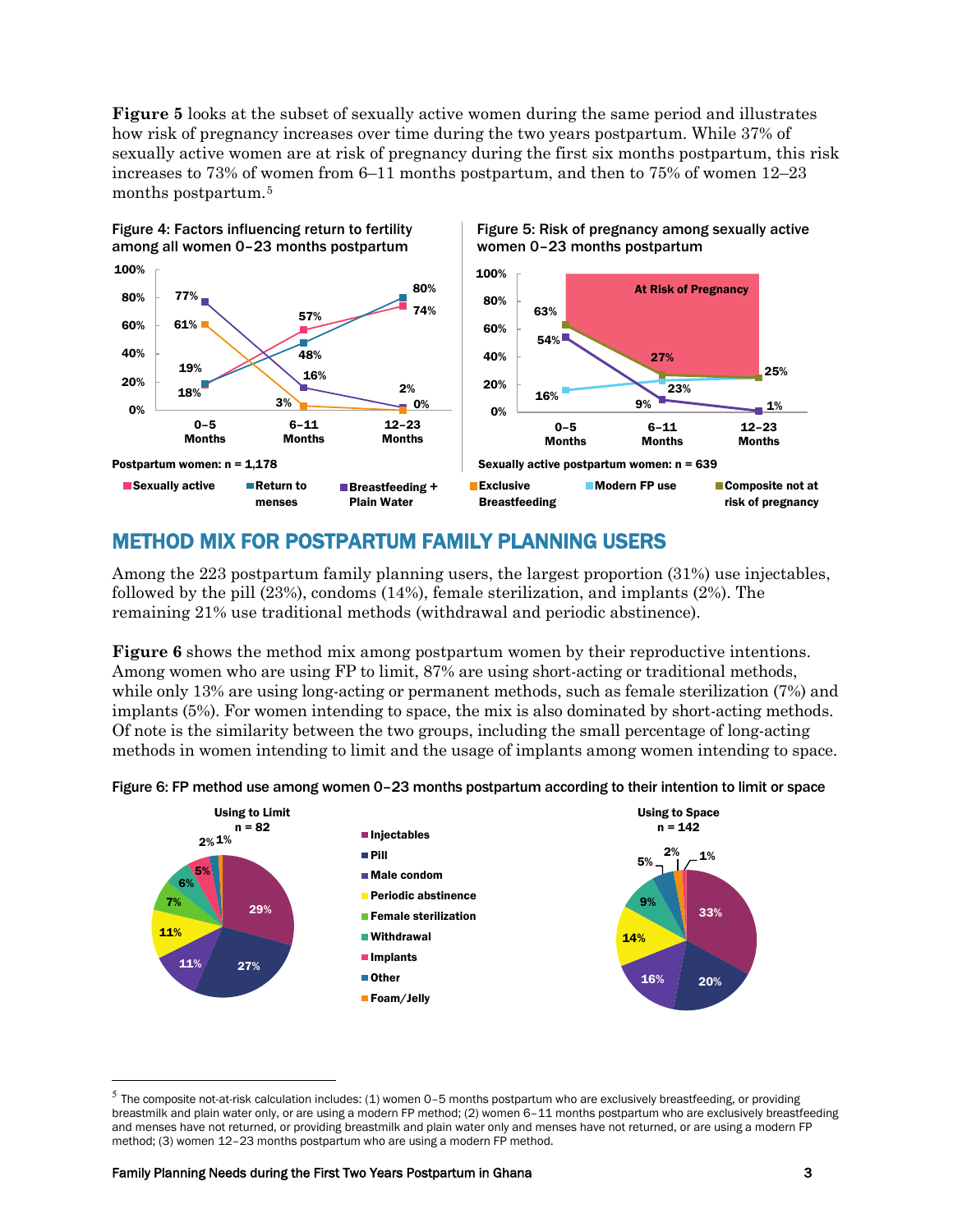**Figure 5** looks at the subset of sexually active women during the same period and illustrates how risk of pregnancy increases over time during the two years postpartum. While 37% of sexually active women are at risk of pregnancy during the first six months postpartum, this risk increases to 73% of women from 6–11 months postpartum, and then to 75% of women 12–23 months postpartum.[5]

Figure 4: Factors influencing return to fertility among all women 0–23 months postpartum

Postpartum women: n = 1,178

| | 0–5 Months | 6–11 Months | 12–23 Months |
|---|---|---|---|
| Sexually active | 18% | 57% | 74% |
| Return to menses | 19% | 48% | 80% |
| Breastfeeding + Plain Water | 77% | 16% | 2% |
| Exclusive Breastfeeding | 61% | 3% | 0% |

Figure 5: Risk of pregnancy among sexually active women 0–23 months postpartum

Sexually active postpartum women: n = 639

| | 0–5 Months | 6–11 Months | 12–23 Months |
|---|---|---|---|
| Exclusive Breastfeeding | 54% | 9% | 1% |
| Modern FP use | 16% | 23% | 25% |
| Composite not at risk of pregnancy | 63% | 27% | 25% |

## METHOD MIX FOR POSTPARTUM FAMILY PLANNING USERS

Among the 223 postpartum family planning users, the largest proportion (31%) use injectables, followed by the pill (23%), condoms (14%), female sterilization, and implants (2%). The remaining 21% use traditional methods (withdrawal and periodic abstinence).

**Figure 6** shows the method mix among postpartum women by their reproductive intentions. Among women who are using FP to limit, 87% are using short-acting or traditional methods, while only 13% are using long-acting or permanent methods, such as female sterilization (7%) and implants (5%). For women intending to space, the mix is also dominated by short-acting methods. Of note is the similarity between the two groups, including the small percentage of long-acting methods in women intending to limit and the usage of implants among women intending to space.

Figure 6: FP method use among women 0–23 months postpartum according to their intention to limit or space

| Method | Using to Limit (n = 82) | Using to Space (n = 142) |
|---|---|---|
| Injectables | 29% | 33% |
| Pill | 27% | 20% |
| Male condom | 11% | 16% |
| Periodic abstinence | 11% | 14% |
| Female sterilization | 7% | |
| Withdrawal | 6% | 9% |
| Implants | 5% | 1% |
| Other | 2% | 5% |
| Foam/Jelly | 1% | 2% |

[5] The composite not-at-risk calculation includes: (1) women 0–5 months postpartum who are exclusively breastfeeding, or providing breastmilk and plain water only, or are using a modern FP method; (2) women 6–11 months postpartum who are exclusively breastfeeding and menses have not returned, or providing breastmilk and plain water only and menses have not returned, or are using a modern FP method; (3) women 12–23 months postpartum who are using a modern FP method.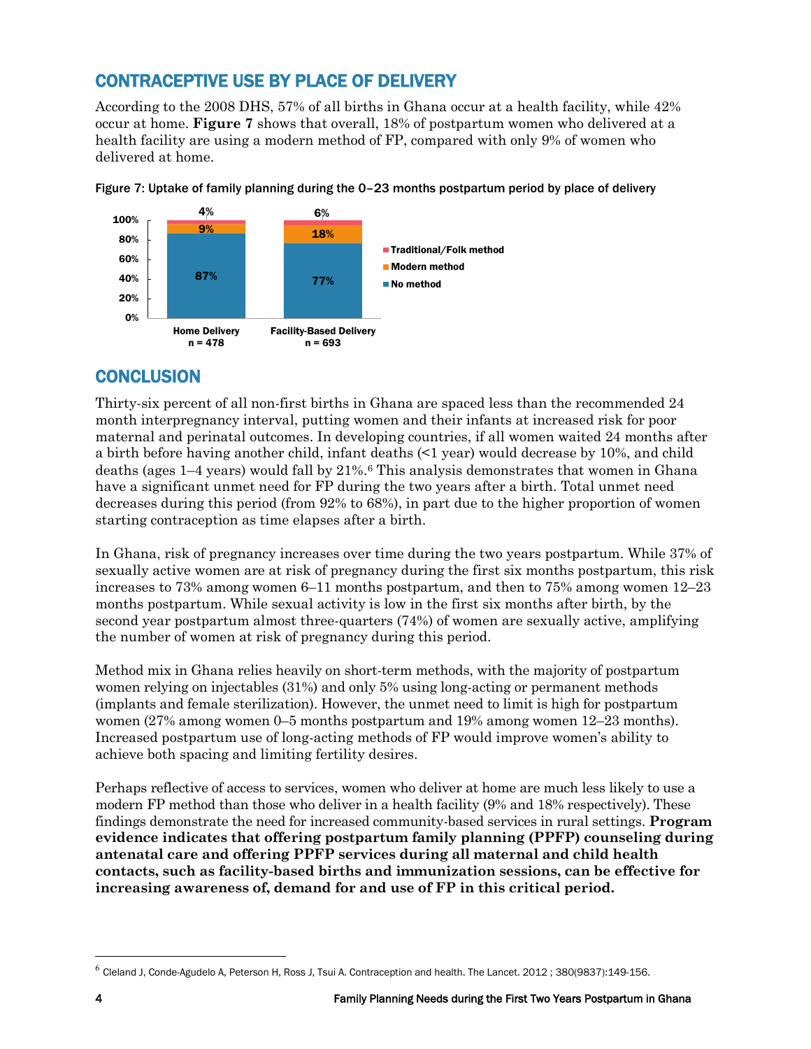## CONTRACEPTIVE USE BY PLACE OF DELIVERY

According to the 2008 DHS, 57% of all births in Ghana occur at a health facility, while 42% occur at home. **Figure 7** shows that overall, 18% of postpartum women who delivered at a health facility are using a modern method of FP, compared with only 9% of women who delivered at home.

Figure 7: Uptake of family planning during the 0–23 months postpartum period by place of delivery

| | Home Delivery n = 478 | Facility-Based Delivery n = 693 |
|---|---|---|
| Traditional/Folk method | 4% | 6% |
| Modern method | 9% | 18% |
| No method | 87% | 77% |

## CONCLUSION

Thirty-six percent of all non-first births in Ghana are spaced less than the recommended 24 month interpregnancy interval, putting women and their infants at increased risk for poor maternal and perinatal outcomes. In developing countries, if all women waited 24 months after a birth before having another child, infant deaths (<1 year) would decrease by 10%, and child deaths (ages 1–4 years) would fall by 21%.[6] This analysis demonstrates that women in Ghana have a significant unmet need for FP during the two years after a birth. Total unmet need decreases during this period (from 92% to 68%), in part due to the higher proportion of women starting contraception as time elapses after a birth.

In Ghana, risk of pregnancy increases over time during the two years postpartum. While 37% of sexually active women are at risk of pregnancy during the first six months postpartum, this risk increases to 73% among women 6–11 months postpartum, and then to 75% among women 12–23 months postpartum. While sexual activity is low in the first six months after birth, by the second year postpartum almost three-quarters (74%) of women are sexually active, amplifying the number of women at risk of pregnancy during this period.

Method mix in Ghana relies heavily on short-term methods, with the majority of postpartum women relying on injectables (31%) and only 5% using long-acting or permanent methods (implants and female sterilization). However, the unmet need to limit is high for postpartum women (27% among women 0–5 months postpartum and 19% among women 12–23 months). Increased postpartum use of long-acting methods of FP would improve women's ability to achieve both spacing and limiting fertility desires.

Perhaps reflective of access to services, women who deliver at home are much less likely to use a modern FP method than those who deliver in a health facility (9% and 18% respectively). These findings demonstrate the need for increased community-based services in rural settings. **Program evidence indicates that offering postpartum family planning (PPFP) counseling during antenatal care and offering PPFP services during all maternal and child health contacts, such as facility-based births and immunization sessions, can be effective for increasing awareness of, demand for and use of FP in this critical period.**

---

[6] Cleland J, Conde-Agudelo A, Peterson H, Ross J, Tsui A. Contraception and health. The Lancet. 2012 ; 380(9837):149-156.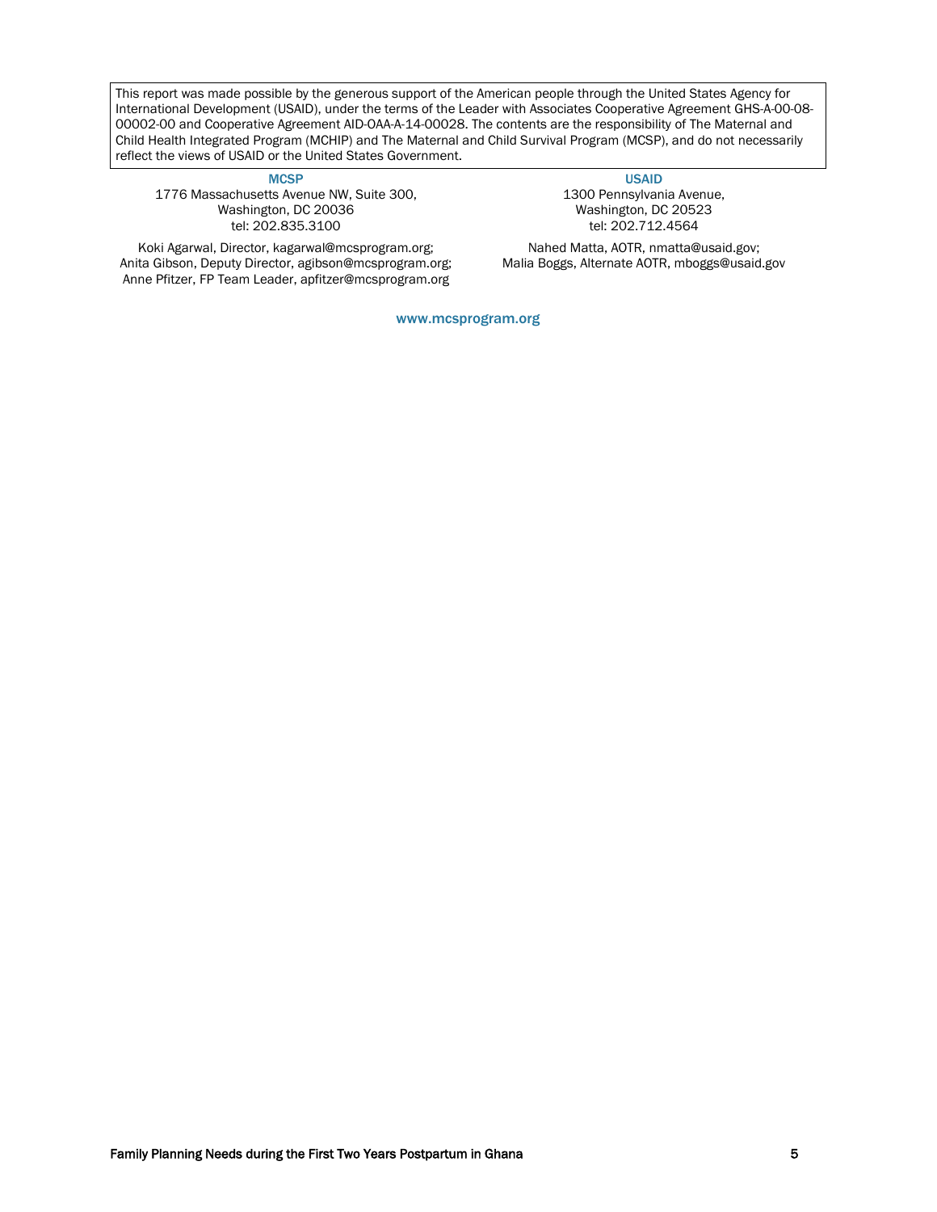This report was made possible by the generous support of the American people through the United States Agency for International Development (USAID), under the terms of the Leader with Associates Cooperative Agreement GHS-A-00-08-00002-00 and Cooperative Agreement AID-OAA-A-14-00028. The contents are the responsibility of The Maternal and Child Health Integrated Program (MCHIP) and The Maternal and Child Survival Program (MCSP), and do not necessarily reflect the views of USAID or the United States Government.

**MCSP**
1776 Massachusetts Avenue NW, Suite 300,
Washington, DC 20036
tel: 202.835.3100

Koki Agarwal, Director, kagarwal@mcsprogram.org;
Anita Gibson, Deputy Director, agibson@mcsprogram.org;
Anne Pfitzer, FP Team Leader, apfitzer@mcsprogram.org

**USAID**
1300 Pennsylvania Avenue,
Washington, DC 20523
tel: 202.712.4564

Nahed Matta, AOTR, nmatta@usaid.gov;
Malia Boggs, Alternate AOTR, mboggs@usaid.gov

www.mcsprogram.org